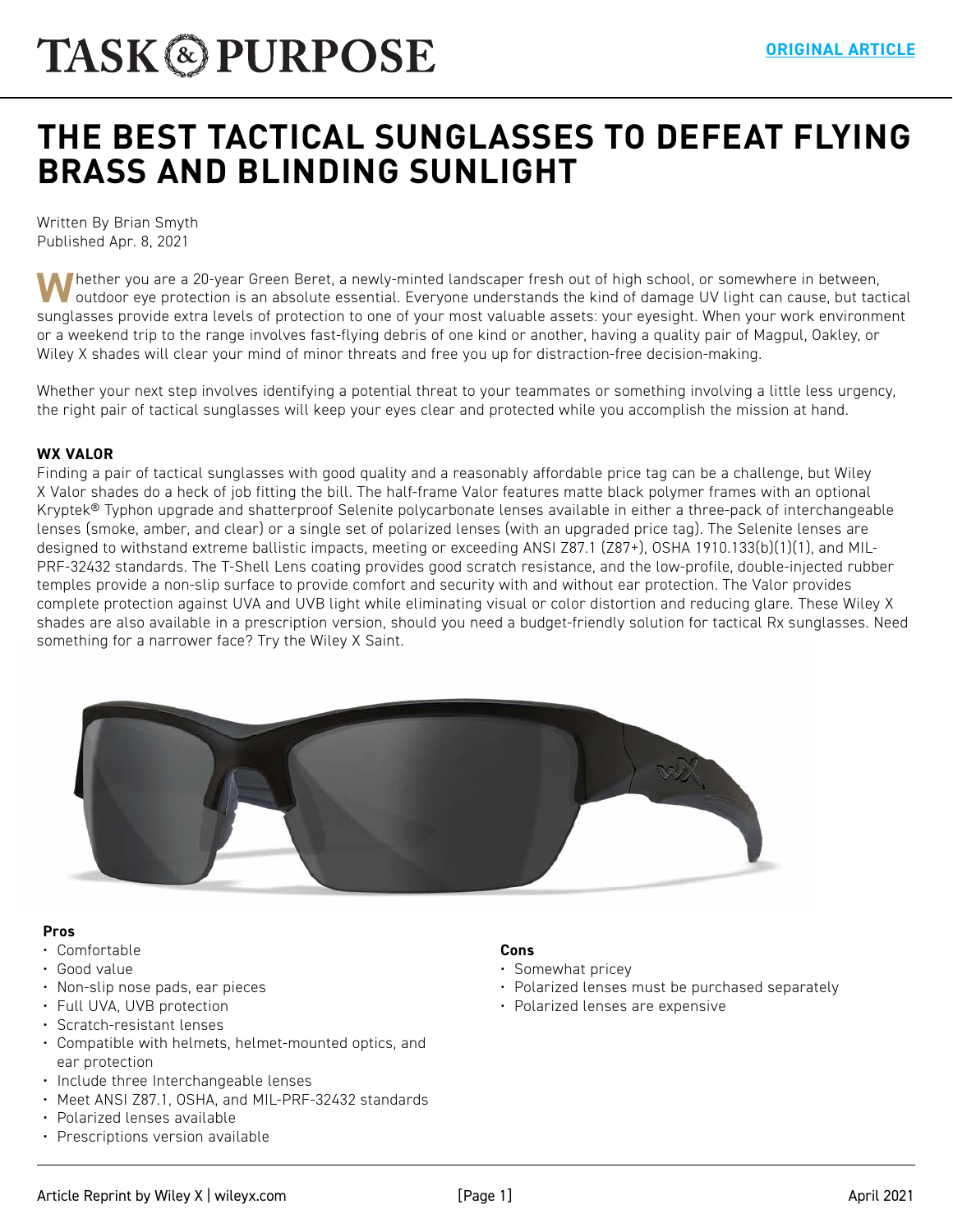# THE BEST TACTICAL SUNGLASSES TO DEFEAT FLYING BRASS AND BLINDING SUNLIGHT

Written By Brian Smyth
Published Apr. 8, 2021

Whether you are a 20-year Green Beret, a newly-minted landscaper fresh out of high school, or somewhere in between, outdoor eye protection is an absolute essential. Everyone understands the kind of damage UV light can cause, but tactical sunglasses provide extra levels of protection to one of your most valuable assets: your eyesight. When your work environment or a weekend trip to the range involves fast-flying debris of one kind or another, having a quality pair of Magpul, Oakley, or Wiley X shades will clear your mind of minor threats and free you up for distraction-free decision-making.

Whether your next step involves identifying a potential threat to your teammates or something involving a little less urgency, the right pair of tactical sunglasses will keep your eyes clear and protected while you accomplish the mission at hand.

**WX VALOR**

Finding a pair of tactical sunglasses with good quality and a reasonably affordable price tag can be a challenge, but Wiley X Valor shades do a heck of job fitting the bill. The half-frame Valor features matte black polymer frames with an optional Kryptek® Typhon upgrade and shatterproof Selenite polycarbonate lenses available in either a three-pack of interchangeable lenses (smoke, amber, and clear) or a single set of polarized lenses (with an upgraded price tag). The Selenite lenses are designed to withstand extreme ballistic impacts, meeting or exceeding ANSI Z87.1 (Z87+), OSHA 1910.133(b)(1)(1), and MIL-PRF-32432 standards. The T-Shell Lens coating provides good scratch resistance, and the low-profile, double-injected rubber temples provide a non-slip surface to provide comfort and security with and without ear protection. The Valor provides complete protection against UVA and UVB light while eliminating visual or color distortion and reducing glare. These Wiley X shades are also available in a prescription version, should you need a budget-friendly solution for tactical Rx sunglasses. Need something for a narrower face? Try the Wiley X Saint.

**Pros**

- Comfortable
- Good value
- Non-slip nose pads, ear pieces
- Full UVA, UVB protection
- Scratch-resistant lenses
- Compatible with helmets, helmet-mounted optics, and ear protection
- Include three Interchangeable lenses
- Meet ANSI Z87.1, OSHA, and MIL-PRF-32432 standards
- Polarized lenses available
- Prescriptions version available

**Cons**

- Somewhat pricey
- Polarized lenses must be purchased separately
- Polarized lenses are expensive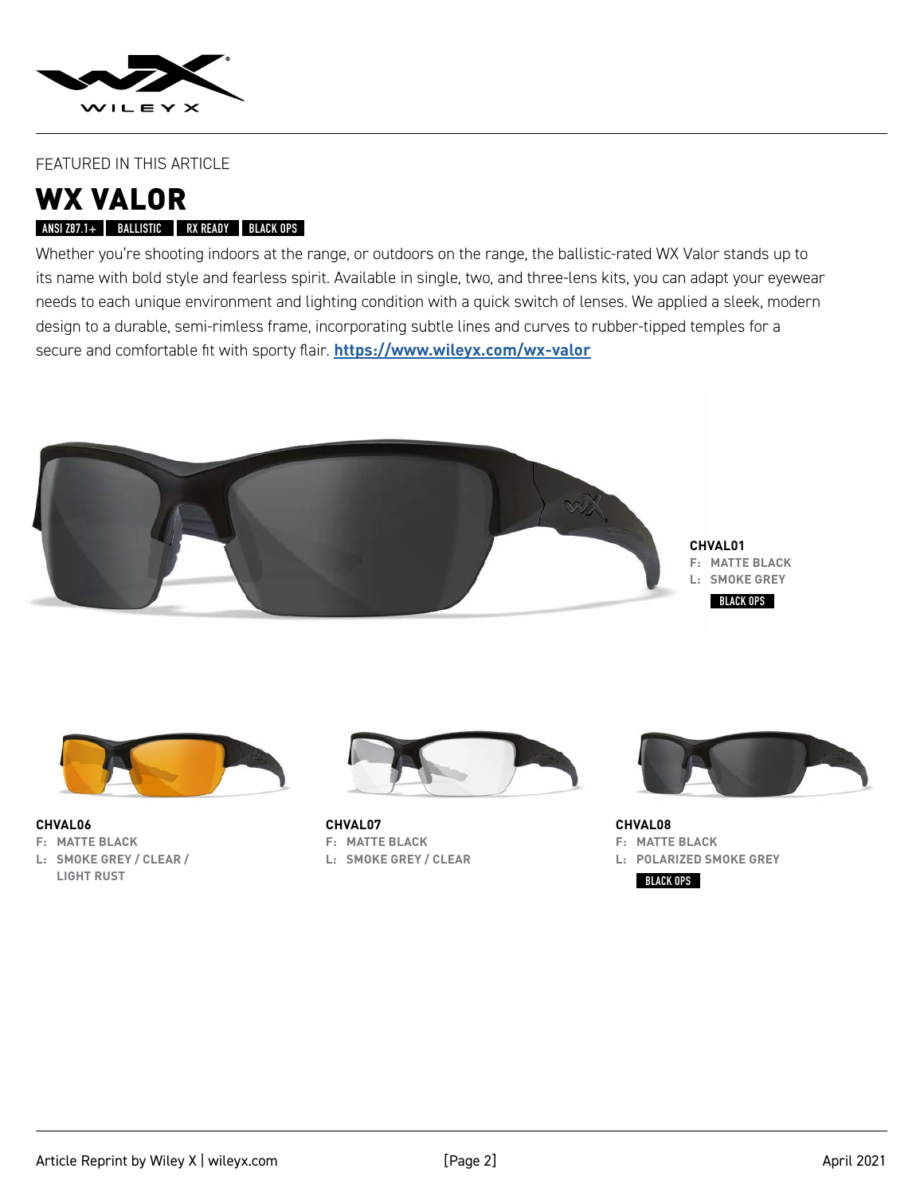FEATURED IN THIS ARTICLE

# WX VALOR

ANSI Z87.1+ | BALLISTIC | RX READY | BLACK OPS

Whether you're shooting indoors at the range, or outdoors on the range, the ballistic-rated WX Valor stands up to its name with bold style and fearless spirit. Available in single, two, and three-lens kits, you can adapt your eyewear needs to each unique environment and lighting condition with a quick switch of lenses. We applied a sleek, modern design to a durable, semi-rimless frame, incorporating subtle lines and curves to rubber-tipped temples for a secure and comfortable fit with sporty flair. **https://www.wileyx.com/wx-valor**

**CHVAL01**
**F:** MATTE BLACK
**L:** SMOKE GREY
BLACK OPS

**CHVAL06**
**F:** MATTE BLACK
**L:** SMOKE GREY / CLEAR / LIGHT RUST

**CHVAL07**
**F:** MATTE BLACK
**L:** SMOKE GREY / CLEAR

**CHVAL08**
**F:** MATTE BLACK
**L:** POLARIZED SMOKE GREY
BLACK OPS